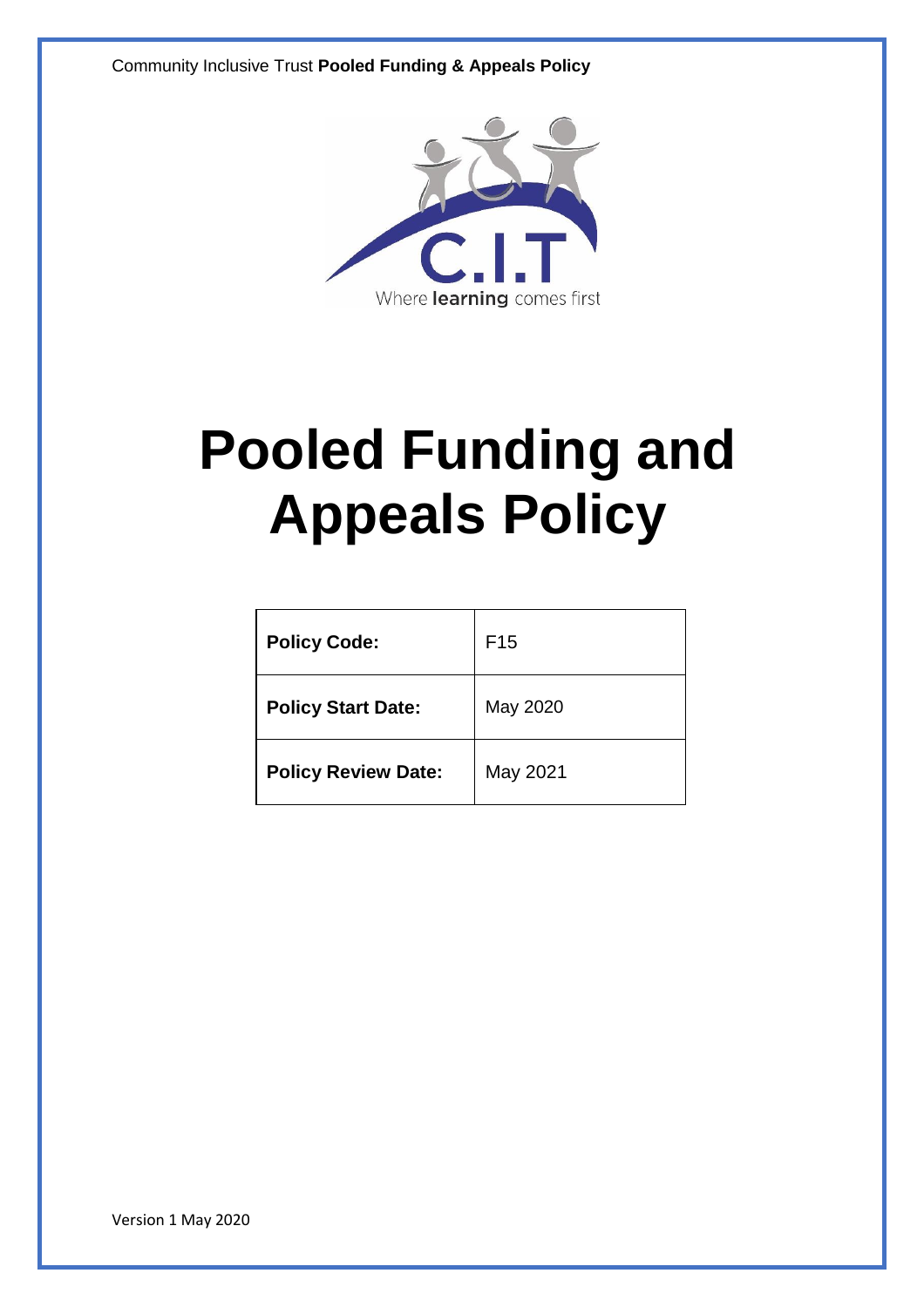# Pooled Funding and Appeals Policy

| **Policy Code:** | F15 |
|---|---|
| **Policy Start Date:** | May 2020 |
| **Policy Review Date:** | May 2021 |

Version 1 May 2020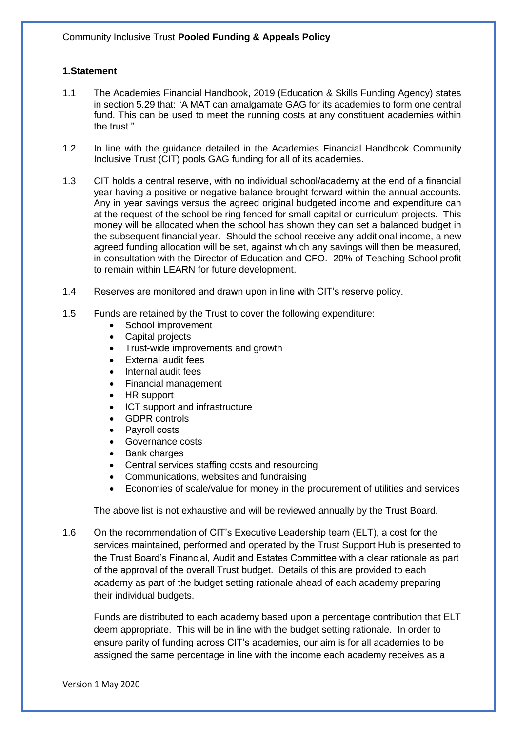**1.Statement**

1.1 The Academies Financial Handbook, 2019 (Education & Skills Funding Agency) states in section 5.29 that: "A MAT can amalgamate GAG for its academies to form one central fund. This can be used to meet the running costs at any constituent academies within the trust."

1.2 In line with the guidance detailed in the Academies Financial Handbook Community Inclusive Trust (CIT) pools GAG funding for all of its academies.

1.3 CIT holds a central reserve, with no individual school/academy at the end of a financial year having a positive or negative balance brought forward within the annual accounts. Any in year savings versus the agreed original budgeted income and expenditure can at the request of the school be ring fenced for small capital or curriculum projects. This money will be allocated when the school has shown they can set a balanced budget in the subsequent financial year. Should the school receive any additional income, a new agreed funding allocation will be set, against which any savings will then be measured, in consultation with the Director of Education and CFO. 20% of Teaching School profit to remain within LEARN for future development.

1.4 Reserves are monitored and drawn upon in line with CIT's reserve policy.

1.5 Funds are retained by the Trust to cover the following expenditure:

- School improvement
- Capital projects
- Trust-wide improvements and growth
- External audit fees
- Internal audit fees
- Financial management
- HR support
- ICT support and infrastructure
- GDPR controls
- Payroll costs
- Governance costs
- Bank charges
- Central services staffing costs and resourcing
- Communications, websites and fundraising
- Economies of scale/value for money in the procurement of utilities and services

The above list is not exhaustive and will be reviewed annually by the Trust Board.

1.6 On the recommendation of CIT's Executive Leadership team (ELT), a cost for the services maintained, performed and operated by the Trust Support Hub is presented to the Trust Board's Financial, Audit and Estates Committee with a clear rationale as part of the approval of the overall Trust budget. Details of this are provided to each academy as part of the budget setting rationale ahead of each academy preparing their individual budgets.

Funds are distributed to each academy based upon a percentage contribution that ELT deem appropriate. This will be in line with the budget setting rationale. In order to ensure parity of funding across CIT's academies, our aim is for all academies to be assigned the same percentage in line with the income each academy receives as a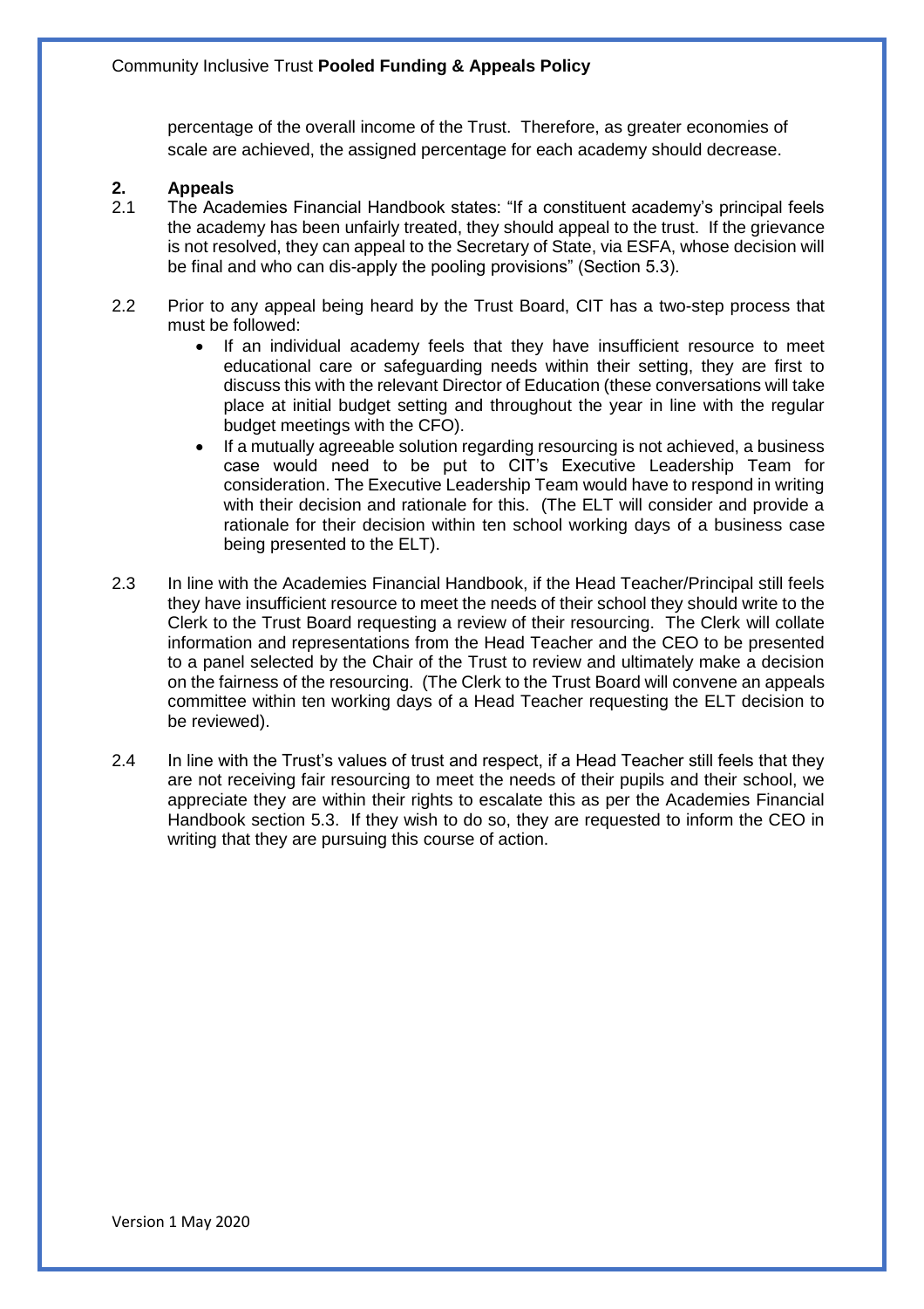percentage of the overall income of the Trust. Therefore, as greater economies of scale are achieved, the assigned percentage for each academy should decrease.

## 2. Appeals

2.1 The Academies Financial Handbook states: "If a constituent academy's principal feels the academy has been unfairly treated, they should appeal to the trust. If the grievance is not resolved, they can appeal to the Secretary of State, via ESFA, whose decision will be final and who can dis-apply the pooling provisions" (Section 5.3).

2.2 Prior to any appeal being heard by the Trust Board, CIT has a two-step process that must be followed:

- If an individual academy feels that they have insufficient resource to meet educational care or safeguarding needs within their setting, they are first to discuss this with the relevant Director of Education (these conversations will take place at initial budget setting and throughout the year in line with the regular budget meetings with the CFO).
- If a mutually agreeable solution regarding resourcing is not achieved, a business case would need to be put to CIT's Executive Leadership Team for consideration. The Executive Leadership Team would have to respond in writing with their decision and rationale for this. (The ELT will consider and provide a rationale for their decision within ten school working days of a business case being presented to the ELT).

2.3 In line with the Academies Financial Handbook, if the Head Teacher/Principal still feels they have insufficient resource to meet the needs of their school they should write to the Clerk to the Trust Board requesting a review of their resourcing. The Clerk will collate information and representations from the Head Teacher and the CEO to be presented to a panel selected by the Chair of the Trust to review and ultimately make a decision on the fairness of the resourcing. (The Clerk to the Trust Board will convene an appeals committee within ten working days of a Head Teacher requesting the ELT decision to be reviewed).

2.4 In line with the Trust's values of trust and respect, if a Head Teacher still feels that they are not receiving fair resourcing to meet the needs of their pupils and their school, we appreciate they are within their rights to escalate this as per the Academies Financial Handbook section 5.3. If they wish to do so, they are requested to inform the CEO in writing that they are pursuing this course of action.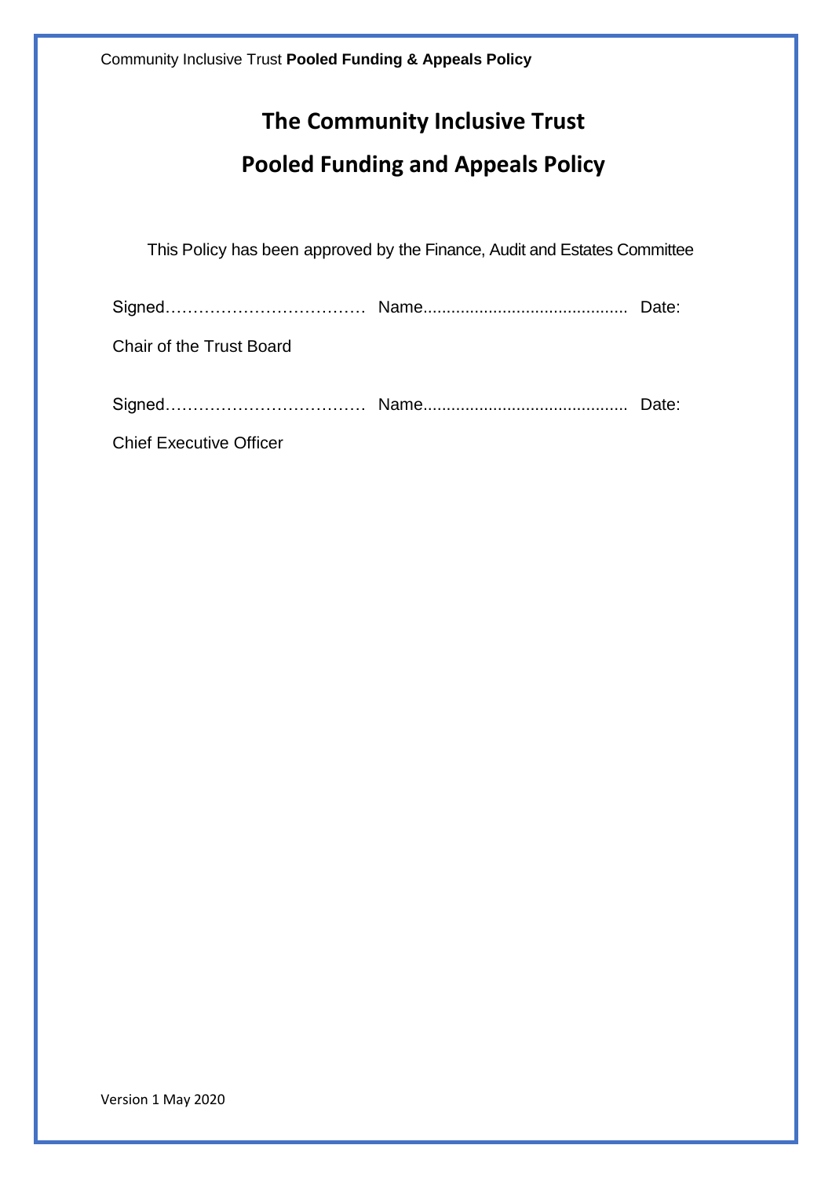# The Community Inclusive Trust

# Pooled Funding and Appeals Policy

This Policy has been approved by the Finance, Audit and Estates Committee

Signed……………………………… Name........................................... Date:

Chair of the Trust Board

Signed……………………………… Name........................................... Date:

Chief Executive Officer

Version 1 May 2020